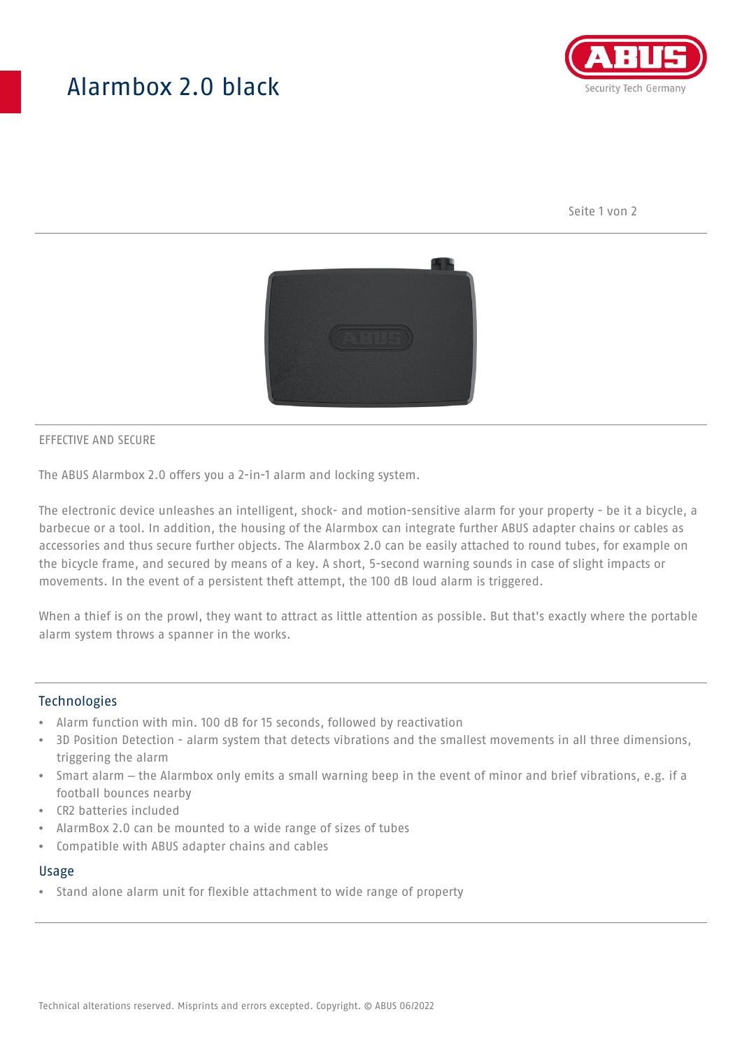# Alarmbox 2.0 black

EFFECTIVE AND SECURE

The ABUS Alarmbox 2.0 offers you a 2-in-1 alarm and locking system.

The electronic device unleashes an intelligent, shock- and motion-sensitive alarm for your property - be it a bicycle, a barbecue or a tool. In addition, the housing of the Alarmbox can integrate further ABUS adapter chains or cables as accessories and thus secure further objects. The Alarmbox 2.0 can be easily attached to round tubes, for example on the bicycle frame, and secured by means of a key. A short, 5-second warning sounds in case of slight impacts or movements. In the event of a persistent theft attempt, the 100 dB loud alarm is triggered.

When a thief is on the prowl, they want to attract as little attention as possible. But that's exactly where the portable alarm system throws a spanner in the works.

## Technologies

- Alarm function with min. 100 dB for 15 seconds, followed by reactivation
- 3D Position Detection - alarm system that detects vibrations and the smallest movements in all three dimensions, triggering the alarm
- Smart alarm – the Alarmbox only emits a small warning beep in the event of minor and brief vibrations, e.g. if a football bounces nearby
- CR2 batteries included
- AlarmBox 2.0 can be mounted to a wide range of sizes of tubes
- Compatible with ABUS adapter chains and cables

## Usage

- Stand alone alarm unit for flexible attachment to wide range of property

Technical alterations reserved. Misprints and errors excepted. Copyright. © ABUS 06/2022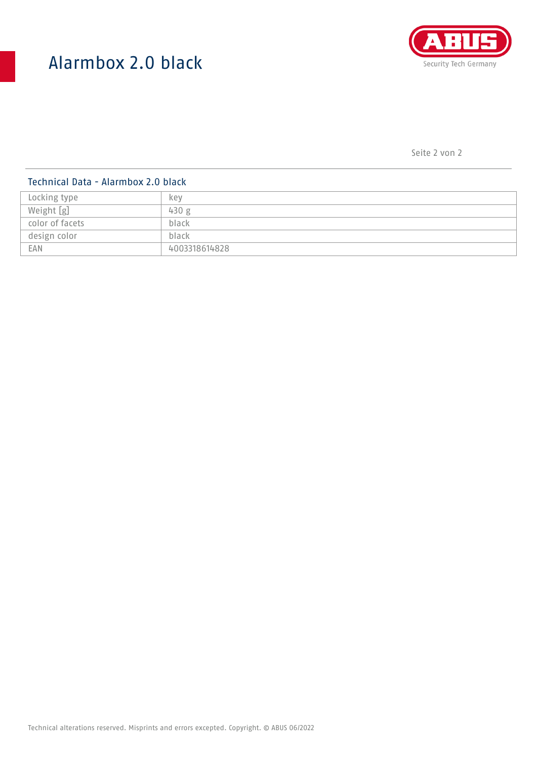# Alarmbox 2.0 black

## Technical Data - Alarmbox 2.0 black

| | |
|---|---|
| Locking type | key |
| Weight [g] | 430 g |
| color of facets | black |
| design color | black |
| EAN | 4003318614828 |

Technical alterations reserved. Misprints and errors excepted. Copyright. © ABUS 06/2022